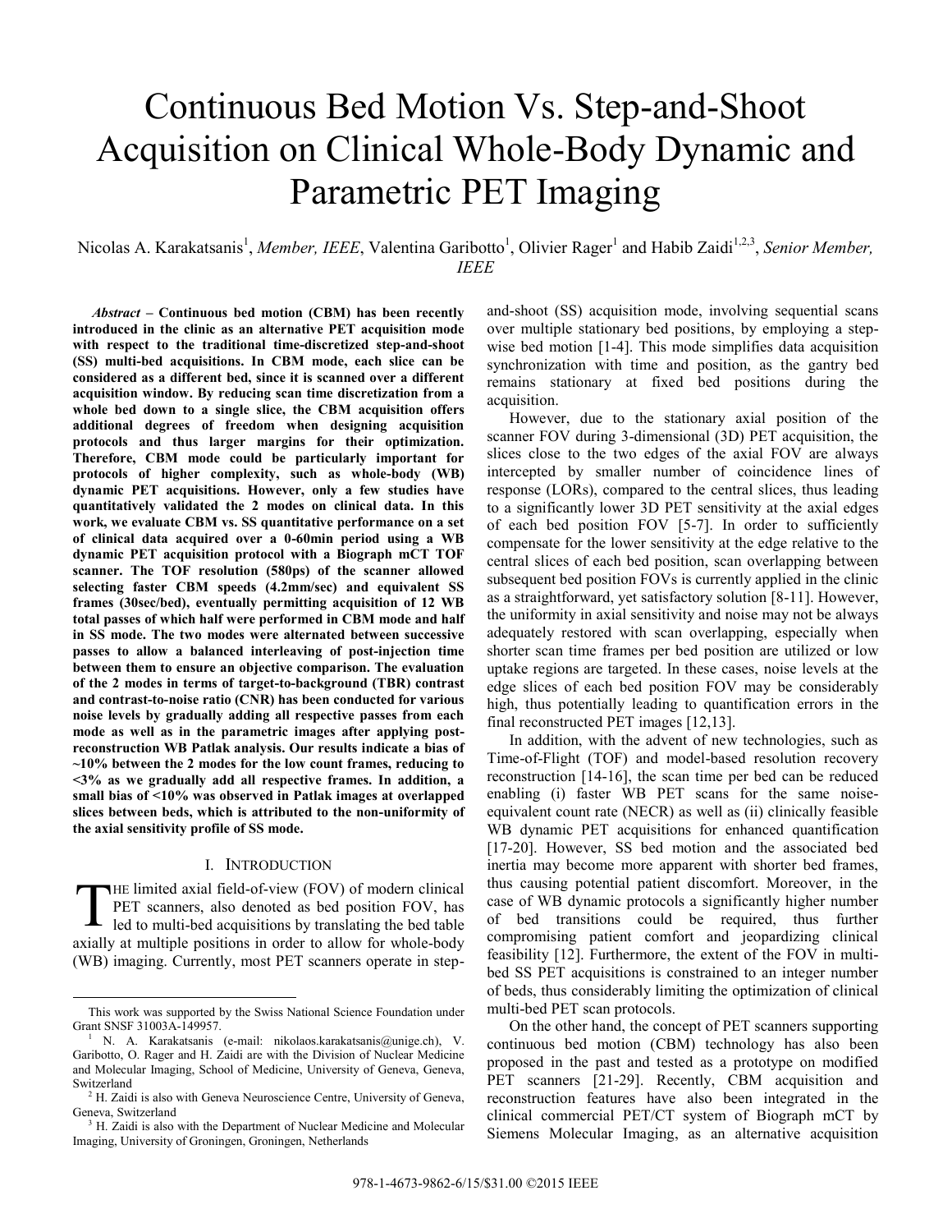# Continuous Bed Motion Vs. Step-and-Shoot Acquisition on Clinical Whole-Body Dynamic and Parametric PET Imaging

Nicolas A. Karakatsanis[1], *Member, IEEE*, Valentina Garibotto[1], Olivier Rager[1] and Habib Zaidi[1,2,3], *Senior Member, IEEE*

***Abstract* – Continuous bed motion (CBM) has been recently introduced in the clinic as an alternative PET acquisition mode with respect to the traditional time-discretized step-and-shoot (SS) multi-bed acquisitions. In CBM mode, each slice can be considered as a different bed, since it is scanned over a different acquisition window. By reducing scan time discretization from a whole bed down to a single slice, the CBM acquisition offers additional degrees of freedom when designing acquisition protocols and thus larger margins for their optimization. Therefore, CBM mode could be particularly important for protocols of higher complexity, such as whole-body (WB) dynamic PET acquisitions. However, only a few studies have quantitatively validated the 2 modes on clinical data. In this work, we evaluate CBM vs. SS quantitative performance on a set of clinical data acquired over a 0-60min period using a WB dynamic PET acquisition protocol with a Biograph mCT TOF scanner. The TOF resolution (580ps) of the scanner allowed selecting faster CBM speeds (4.2mm/sec) and equivalent SS frames (30sec/bed), eventually permitting acquisition of 12 WB total passes of which half were performed in CBM mode and half in SS mode. The two modes were alternated between successive passes to allow a balanced interleaving of post-injection time between them to ensure an objective comparison. The evaluation of the 2 modes in terms of target-to-background (TBR) contrast and contrast-to-noise ratio (CNR) has been conducted for various noise levels by gradually adding all respective passes from each mode as well as in the parametric images after applying post-reconstruction WB Patlak analysis. Our results indicate a bias of ~10% between the 2 modes for the low count frames, reducing to <3% as we gradually add all respective frames. In addition, a small bias of <10% was observed in Patlak images at overlapped slices between beds, which is attributed to the non-uniformity of the axial sensitivity profile of SS mode.**

## I. Introduction

THE limited axial field-of-view (FOV) of modern clinical PET scanners, also denoted as bed position FOV, has led to multi-bed acquisitions by translating the bed table axially at multiple positions in order to allow for whole-body (WB) imaging. Currently, most PET scanners operate in step-and-shoot (SS) acquisition mode, involving sequential scans over multiple stationary bed positions, by employing a step-wise bed motion [1-4]. This mode simplifies data acquisition synchronization with time and position, as the gantry bed remains stationary at fixed bed positions during the acquisition.

However, due to the stationary axial position of the scanner FOV during 3-dimensional (3D) PET acquisition, the slices close to the two edges of the axial FOV are always intercepted by smaller number of coincidence lines of response (LORs), compared to the central slices, thus leading to a significantly lower 3D PET sensitivity at the axial edges of each bed position FOV [5-7]. In order to sufficiently compensate for the lower sensitivity at the edge relative to the central slices of each bed position, scan overlapping between subsequent bed position FOVs is currently applied in the clinic as a straightforward, yet satisfactory solution [8-11]. However, the uniformity in axial sensitivity and noise may not be always adequately restored with scan overlapping, especially when shorter scan time frames per bed position are utilized or low uptake regions are targeted. In these cases, noise levels at the edge slices of each bed position FOV may be considerably high, thus potentially leading to quantification errors in the final reconstructed PET images [12,13].

In addition, with the advent of new technologies, such as Time-of-Flight (TOF) and model-based resolution recovery reconstruction [14-16], the scan time per bed can be reduced enabling (i) faster WB PET scans for the same noise-equivalent count rate (NECR) as well as (ii) clinically feasible WB dynamic PET acquisitions for enhanced quantification [17-20]. However, SS bed motion and the associated bed inertia may become more apparent with shorter bed frames, thus causing potential patient discomfort. Moreover, in the case of WB dynamic protocols a significantly higher number of bed transitions could be required, thus further compromising patient comfort and jeopardizing clinical feasibility [12]. Furthermore, the extent of the FOV in multi-bed SS PET acquisitions is constrained to an integer number of beds, thus considerably limiting the optimization of clinical multi-bed PET scan protocols.

On the other hand, the concept of PET scanners supporting continuous bed motion (CBM) technology has also been proposed in the past and tested as a prototype on modified PET scanners [21-29]. Recently, CBM acquisition and reconstruction features have also been integrated in the clinical commercial PET/CT system of Biograph mCT by Siemens Molecular Imaging, as an alternative acquisition

---

This work was supported by the Swiss National Science Foundation under Grant SNSF 31003A-149957.

[1] N. A. Karakatsanis (e-mail: nikolaos.karakatsanis@unige.ch), V. Garibotto, O. Rager and H. Zaidi are with the Division of Nuclear Medicine and Molecular Imaging, School of Medicine, University of Geneva, Geneva, Switzerland

[2] H. Zaidi is also with Geneva Neuroscience Centre, University of Geneva, Geneva, Switzerland

[3] H. Zaidi is also with the Department of Nuclear Medicine and Molecular Imaging, University of Groningen, Groningen, Netherlands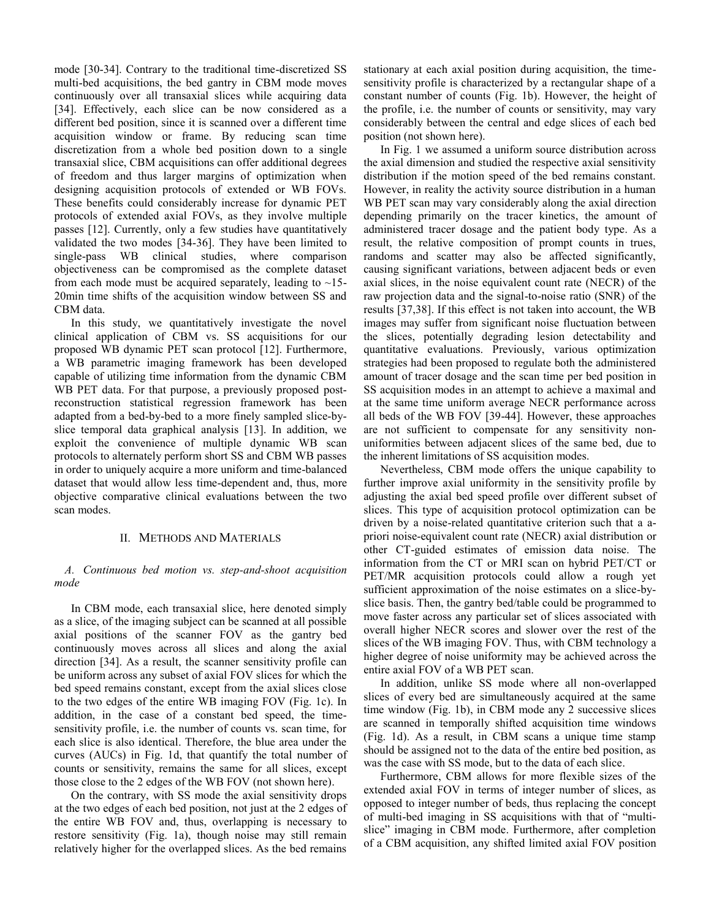mode [30-34]. Contrary to the traditional time-discretized SS multi-bed acquisitions, the bed gantry in CBM mode moves continuously over all transaxial slices while acquiring data [34]. Effectively, each slice can be now considered as a different bed position, since it is scanned over a different time acquisition window or frame. By reducing scan time discretization from a whole bed position down to a single transaxial slice, CBM acquisitions can offer additional degrees of freedom and thus larger margins of optimization when designing acquisition protocols of extended or WB FOVs. These benefits could considerably increase for dynamic PET protocols of extended axial FOVs, as they involve multiple passes [12]. Currently, only a few studies have quantitatively validated the two modes [34-36]. They have been limited to single-pass WB clinical studies, where comparison objectiveness can be compromised as the complete dataset from each mode must be acquired separately, leading to ~15-20min time shifts of the acquisition window between SS and CBM data.

In this study, we quantitatively investigate the novel clinical application of CBM vs. SS acquisitions for our proposed WB dynamic PET scan protocol [12]. Furthermore, a WB parametric imaging framework has been developed capable of utilizing time information from the dynamic CBM WB PET data. For that purpose, a previously proposed post-reconstruction statistical regression framework has been adapted from a bed-by-bed to a more finely sampled slice-by-slice temporal data graphical analysis [13]. In addition, we exploit the convenience of multiple dynamic WB scan protocols to alternately perform short SS and CBM WB passes in order to uniquely acquire a more uniform and time-balanced dataset that would allow less time-dependent and, thus, more objective comparative clinical evaluations between the two scan modes.

## II. Methods and Materials

### A. Continuous bed motion vs. step-and-shoot acquisition mode

In CBM mode, each transaxial slice, here denoted simply as a slice, of the imaging subject can be scanned at all possible axial positions of the scanner FOV as the gantry bed continuously moves across all slices and along the axial direction [34]. As a result, the scanner sensitivity profile can be uniform across any subset of axial FOV slices for which the bed speed remains constant, except from the axial slices close to the two edges of the entire WB imaging FOV (Fig. 1c). In addition, in the case of a constant bed speed, the time-sensitivity profile, i.e. the number of counts vs. scan time, for each slice is also identical. Therefore, the blue area under the curves (AUCs) in Fig. 1d, that quantify the total number of counts or sensitivity, remains the same for all slices, except those close to the 2 edges of the WB FOV (not shown here).

On the contrary, with SS mode the axial sensitivity drops at the two edges of each bed position, not just at the 2 edges of the entire WB FOV and, thus, overlapping is necessary to restore sensitivity (Fig. 1a), though noise may still remain relatively higher for the overlapped slices. As the bed remains stationary at each axial position during acquisition, the time-sensitivity profile is characterized by a rectangular shape of a constant number of counts (Fig. 1b). However, the height of the profile, i.e. the number of counts or sensitivity, may vary considerably between the central and edge slices of each bed position (not shown here).

In Fig. 1 we assumed a uniform source distribution across the axial dimension and studied the respective axial sensitivity distribution if the motion speed of the bed remains constant. However, in reality the activity source distribution in a human WB PET scan may vary considerably along the axial direction depending primarily on the tracer kinetics, the amount of administered tracer dosage and the patient body type. As a result, the relative composition of prompt counts in trues, randoms and scatter may also be affected significantly, causing significant variations, between adjacent beds or even axial slices, in the noise equivalent count rate (NECR) of the raw projection data and the signal-to-noise ratio (SNR) of the results [37,38]. If this effect is not taken into account, the WB images may suffer from significant noise fluctuation between the slices, potentially degrading lesion detectability and quantitative evaluations. Previously, various optimization strategies had been proposed to regulate both the administered amount of tracer dosage and the scan time per bed position in SS acquisition modes in an attempt to achieve a maximal and at the same time uniform average NECR performance across all beds of the WB FOV [39-44]. However, these approaches are not sufficient to compensate for any sensitivity non-uniformities between adjacent slices of the same bed, due to the inherent limitations of SS acquisition modes.

Nevertheless, CBM mode offers the unique capability to further improve axial uniformity in the sensitivity profile by adjusting the axial bed speed profile over different subset of slices. This type of acquisition protocol optimization can be driven by a noise-related quantitative criterion such that a-priori noise-equivalent count rate (NECR) axial distribution or other CT-guided estimates of emission data noise. The information from the CT or MRI scan on hybrid PET/CT or PET/MR acquisition protocols could allow a rough yet sufficient approximation of the noise estimates on a slice-by-slice basis. Then, the gantry bed/table could be programmed to move faster across any particular set of slices associated with overall higher NECR scores and slower over the rest of the slices of the WB imaging FOV. Thus, with CBM technology a higher degree of noise uniformity may be achieved across the entire axial FOV of a WB PET scan.

In addition, unlike SS mode where all non-overlapped slices of every bed are simultaneously acquired at the same time window (Fig. 1b), in CBM mode any 2 successive slices are scanned in temporally shifted acquisition time windows (Fig. 1d). As a result, in CBM scans a unique time stamp should be assigned not to the data of the entire bed position, as was the case with SS mode, but to the data of each slice.

Furthermore, CBM allows for more flexible sizes of the extended axial FOV in terms of integer number of slices, as opposed to integer number of beds, thus replacing the concept of multi-bed imaging in SS acquisitions with that of "multi-slice" imaging in CBM mode. Furthermore, after completion of a CBM acquisition, any shifted limited axial FOV position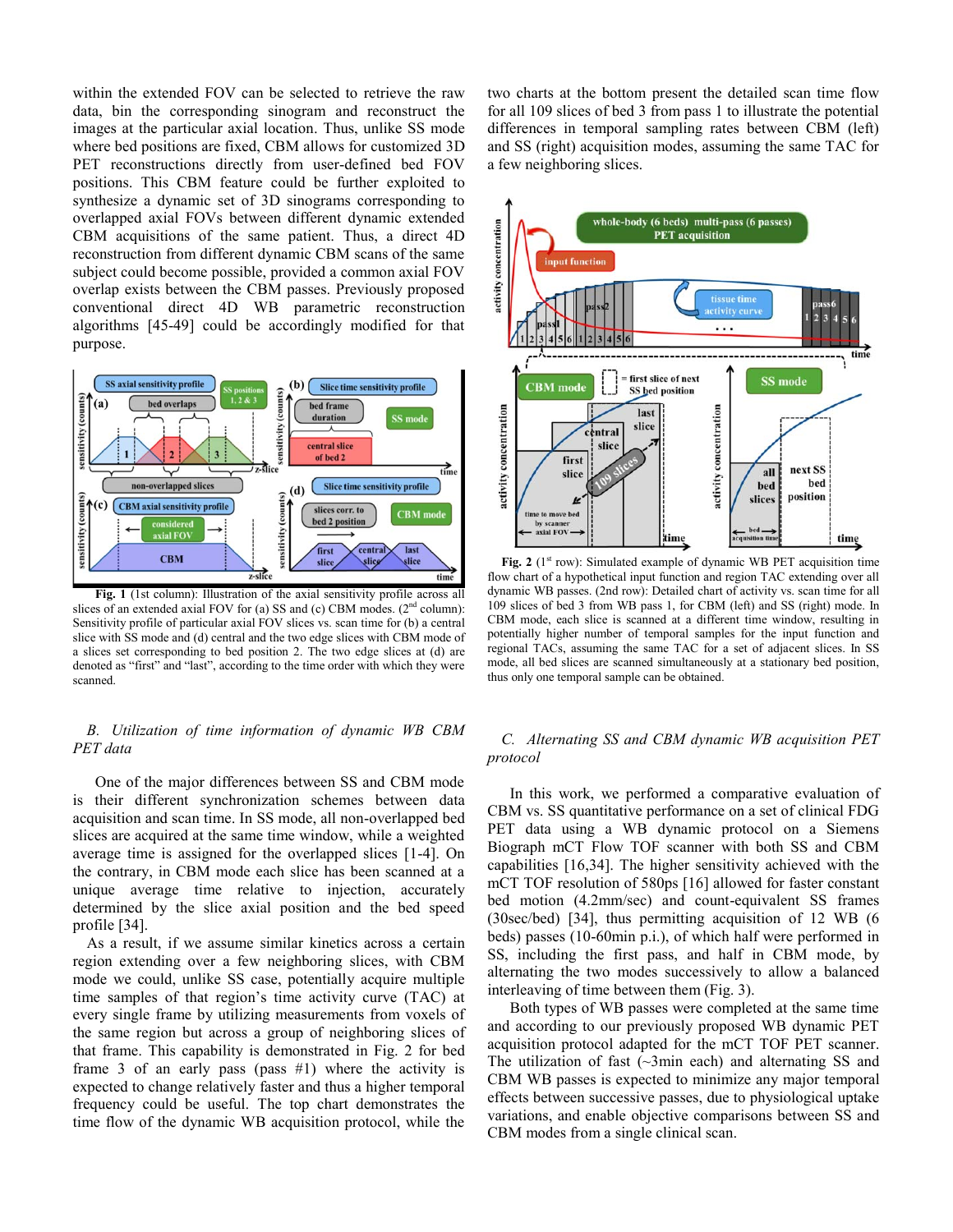within the extended FOV can be selected to retrieve the raw data, bin the corresponding sinogram and reconstruct the images at the particular axial location. Thus, unlike SS mode where bed positions are fixed, CBM allows for customized 3D PET reconstructions directly from user-defined bed FOV positions. This CBM feature could be further exploited to synthesize a dynamic set of 3D sinograms corresponding to overlapped axial FOVs between different dynamic extended CBM acquisitions of the same patient. Thus, a direct 4D reconstruction from different dynamic CBM scans of the same subject could become possible, provided a common axial FOV overlap exists between the CBM passes. Previously proposed conventional direct 4D WB parametric reconstruction algorithms [45-49] could be accordingly modified for that purpose.

**Fig. 1** (1st column): Illustration of the axial sensitivity profile across all slices of an extended axial FOV for (a) SS and (c) CBM modes. (2nd column): Sensitivity profile of particular axial FOV slices vs. scan time for (b) a central slice with SS mode and (d) central and the two edge slices with CBM mode of a slices set corresponding to bed position 2. The two edge slices at (d) are denoted as "first" and "last", according to the time order with which they were scanned.

### *B. Utilization of time information of dynamic WB CBM PET data*

One of the major differences between SS and CBM mode is their different synchronization schemes between data acquisition and scan time. In SS mode, all non-overlapped bed slices are acquired at the same time window, while a weighted average time is assigned for the overlapped slices [1-4]. On the contrary, in CBM mode each slice has been scanned at a unique average time relative to injection, accurately determined by the slice axial position and the bed speed profile [34].

As a result, if we assume similar kinetics across a certain region extending over a few neighboring slices, with CBM mode we could, unlike SS case, potentially acquire multiple time samples of that region's time activity curve (TAC) at every single frame by utilizing measurements from voxels of the same region but across a group of neighboring slices of that frame. This capability is demonstrated in Fig. 2 for bed frame 3 of an early pass (pass #1) where the activity is expected to change relatively faster and thus a higher temporal frequency could be useful. The top chart demonstrates the time flow of the dynamic WB acquisition protocol, while the two charts at the bottom present the detailed scan time flow for all 109 slices of bed 3 from pass 1 to illustrate the potential differences in temporal sampling rates between CBM (left) and SS (right) acquisition modes, assuming the same TAC for a few neighboring slices.

**Fig. 2** (1st row): Simulated example of dynamic WB PET acquisition time flow chart of a hypothetical input function and region TAC extending over all dynamic WB passes. (2nd row): Detailed chart of activity vs. scan time for all 109 slices of bed 3 from WB pass 1, for CBM (left) and SS (right) mode. In CBM mode, each slice is scanned at a different time window, resulting in potentially higher number of temporal samples for the input function and regional TACs, assuming the same TAC for a set of adjacent slices. In SS mode, all bed slices are scanned simultaneously at a stationary bed position, thus only one temporal sample can be obtained.

### *C. Alternating SS and CBM dynamic WB acquisition PET protocol*

In this work, we performed a comparative evaluation of CBM vs. SS quantitative performance on a set of clinical FDG PET data using a WB dynamic protocol on a Siemens Biograph mCT Flow TOF scanner with both SS and CBM capabilities [16,34]. The higher sensitivity achieved with the mCT TOF resolution of 580ps [16] allowed for faster constant bed motion (4.2mm/sec) and count-equivalent SS frames (30sec/bed) [34], thus permitting acquisition of 12 WB (6 beds) passes (10-60min p.i.), of which half were performed in SS, including the first pass, and half in CBM mode, by alternating the two modes successively to allow a balanced interleaving of time between them (Fig. 3).

Both types of WB passes were completed at the same time and according to our previously proposed WB dynamic PET acquisition protocol adapted for the mCT TOF PET scanner. The utilization of fast (~3min each) and alternating SS and CBM WB passes is expected to minimize any major temporal effects between successive passes, due to physiological uptake variations, and enable objective comparisons between SS and CBM modes from a single clinical scan.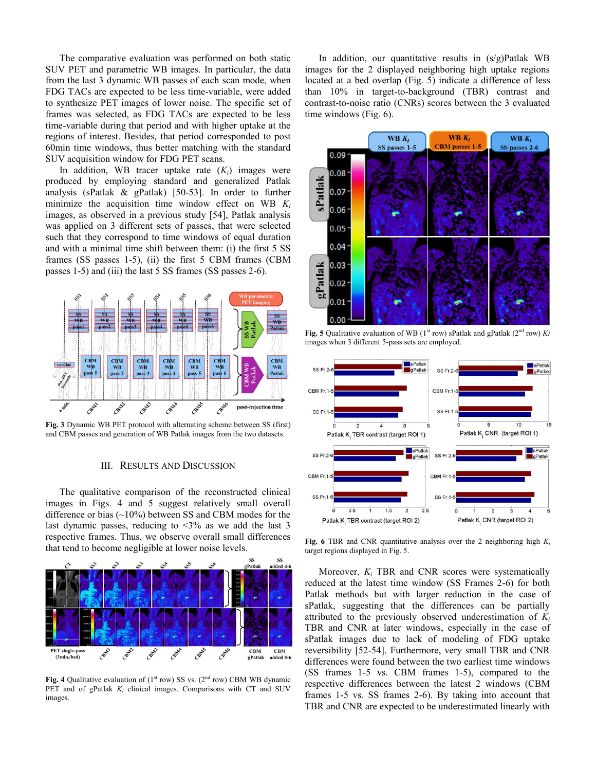The comparative evaluation was performed on both static SUV PET and parametric WB images. In particular, the data from the last 3 dynamic WB passes of each scan mode, when FDG TACs are expected to be less time-variable, were added to synthesize PET images of lower noise. The specific set of frames was selected, as FDG TACs are expected to be less time-variable during that period and with higher uptake at the regions of interest. Besides, that period corresponded to post 60min time windows, thus better matching with the standard SUV acquisition window for FDG PET scans.

In addition, WB tracer uptake rate ($K_i$) images were produced by employing standard and generalized Patlak analysis (sPatlak & gPatlak) [50-53]. In order to further minimize the acquisition time window effect on WB $K_i$ images, as observed in a previous study [54], Patlak analysis was applied on 3 different sets of passes, that were selected such that they correspond to time windows of equal duration and with a minimal time shift between them: (i) the first 5 SS frames (SS passes 1-5), (ii) the first 5 CBM frames (CBM passes 1-5) and (iii) the last 5 SS frames (SS passes 2-6).

**Fig. 3** Dynamic WB PET protocol with alternating scheme between SS (first) and CBM passes and generation of WB Patlak images from the two datasets.

## III. Results and Discussion

The qualitative comparison of the reconstructed clinical images in Figs. 4 and 5 suggest relatively small overall difference or bias (~10%) between SS and CBM modes for the last dynamic passes, reducing to <3% as we add the last 3 respective frames. Thus, we observe overall small differences that tend to become negligible at lower noise levels.

**Fig. 4** Qualitative evaluation of (1st row) SS vs. (2nd row) CBM WB dynamic PET and of gPatlak $K_i$ clinical images. Comparisons with CT and SUV images.

In addition, our quantitative results in (s/g)Patlak WB images for the 2 displayed neighboring high uptake regions located at a bed overlap (Fig. 5) indicate a difference of less than 10% in target-to-background (TBR) contrast and contrast-to-noise ratio (CNRs) scores between the 3 evaluated time windows (Fig. 6).

**Fig. 5** Qualitative evaluation of WB (1st row) sPatlak and gPatlak (2nd row) $Ki$ images when 3 different 5-pass sets are employed.

**Fig. 6** TBR and CNR quantitative analysis over the 2 neighboring high $K_i$ target regions displayed in Fig. 5.

Moreover, $K_i$ TBR and CNR scores were systematically reduced at the latest time window (SS Frames 2-6) for both Patlak methods but with larger reduction in the case of sPatlak, suggesting that the differences can be partially attributed to the previously observed underestimation of $K_i$ TBR and CNR at later windows, especially in the case of sPatlak images due to lack of modeling of FDG uptake reversibility [52-54]. Furthermore, very small TBR and CNR differences were found between the two earliest time windows (SS frames 1-5 vs. CBM frames 1-5), compared to the respective differences between the latest 2 windows (CBM frames 1-5 vs. SS frames 2-6). By taking into account that TBR and CNR are expected to be underestimated linearly with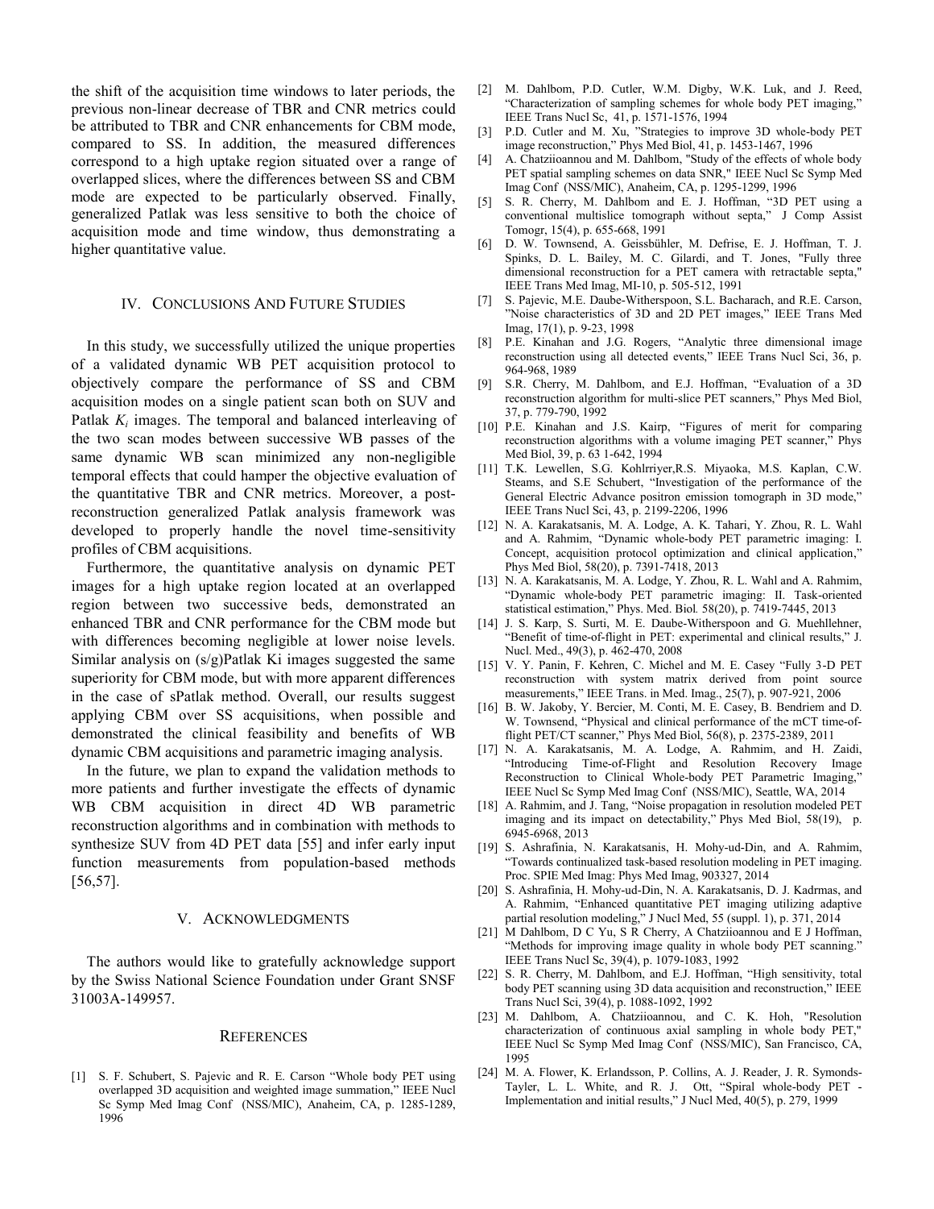the shift of the acquisition time windows to later periods, the previous non-linear decrease of TBR and CNR metrics could be attributed to TBR and CNR enhancements for CBM mode, compared to SS. In addition, the measured differences correspond to a high uptake region situated over a range of overlapped slices, where the differences between SS and CBM mode are expected to be particularly observed. Finally, generalized Patlak was less sensitive to both the choice of acquisition mode and time window, thus demonstrating a higher quantitative value.

## IV. Conclusions And Future Studies

In this study, we successfully utilized the unique properties of a validated dynamic WB PET acquisition protocol to objectively compare the performance of SS and CBM acquisition modes on a single patient scan both on SUV and Patlak $K_i$ images. The temporal and balanced interleaving of the two scan modes between successive WB passes of the same dynamic WB scan minimized any non-negligible temporal effects that could hamper the objective evaluation of the quantitative TBR and CNR metrics. Moreover, a post-reconstruction generalized Patlak analysis framework was developed to properly handle the novel time-sensitivity profiles of CBM acquisitions.

Furthermore, the quantitative analysis on dynamic PET images for a high uptake region located at an overlapped region between two successive beds, demonstrated an enhanced TBR and CNR performance for the CBM mode but with differences becoming negligible at lower noise levels. Similar analysis on (s/g)Patlak Ki images suggested the same superiority for CBM mode, but with more apparent differences in the case of sPatlak method. Overall, our results suggest applying CBM over SS acquisitions, when possible and demonstrated the clinical feasibility and benefits of WB dynamic CBM acquisitions and parametric imaging analysis.

In the future, we plan to expand the validation methods to more patients and further investigate the effects of dynamic WB CBM acquisition in direct 4D WB parametric reconstruction algorithms and in combination with methods to synthesize SUV from 4D PET data [55] and infer early input function measurements from population-based methods [56,57].

## V. Acknowledgments

The authors would like to gratefully acknowledge support by the Swiss National Science Foundation under Grant SNSF 31003A-149957.

## References

[1] S. F. Schubert, S. Pajevic and R. E. Carson "Whole body PET using overlapped 3D acquisition and weighted image summation," IEEE Nucl Sc Symp Med Imag Conf (NSS/MIC), Anaheim, CA, p. 1285-1289, 1996

[2] M. Dahlbom, P.D. Cutler, W.M. Digby, W.K. Luk, and J. Reed, "Characterization of sampling schemes for whole body PET imaging," IEEE Trans Nucl Sc, 41, p. 1571-1576, 1994

[3] P.D. Cutler and M. Xu, "Strategies to improve 3D whole-body PET image reconstruction," Phys Med Biol, 41, p. 1453-1467, 1996

[4] A. Chatziioannou and M. Dahlbom, "Study of the effects of whole body PET spatial sampling schemes on data SNR," IEEE Nucl Sc Symp Med Imag Conf (NSS/MIC), Anaheim, CA, p. 1295-1299, 1996

[5] S. R. Cherry, M. Dahlbom and E. J. Hoffman, "3D PET using a conventional multislice tomograph without septa," J Comp Assist Tomogr, 15(4), p. 655-668, 1991

[6] D. W. Townsend, A. Geissbühler, M. Defrise, E. J. Hoffman, T. J. Spinks, D. L. Bailey, M. C. Gilardi, and T. Jones, "Fully three dimensional reconstruction for a PET camera with retractable septa," IEEE Trans Med Imag, MI-10, p. 505-512, 1991

[7] S. Pajevic, M.E. Daube-Witherspoon, S.L. Bacharach, and R.E. Carson, "Noise characteristics of 3D and 2D PET images," IEEE Trans Med Imag, 17(1), p. 9-23, 1998

[8] P.E. Kinahan and J.G. Rogers, "Analytic three dimensional image reconstruction using all detected events," IEEE Trans Nucl Sci, 36, p. 964-968, 1989

[9] S.R. Cherry, M. Dahlbom, and E.J. Hoffman, "Evaluation of a 3D reconstruction algorithm for multi-slice PET scanners," Phys Med Biol, 37, p. 779-790, 1992

[10] P.E. Kinahan and J.S. Kairp, "Figures of merit for comparing reconstruction algorithms with a volume imaging PET scanner," Phys Med Biol, 39, p. 63 1-642, 1994

[11] T.K. Lewellen, S.G. Kohlrriyer,R.S. Miyaoka, M.S. Kaplan, C.W. Steams, and S.E Schubert, "Investigation of the performance of the General Electric Advance positron emission tomograph in 3D mode," IEEE Trans Nucl Sci, 43, p. 2199-2206, 1996

[12] N. A. Karakatsanis, M. A. Lodge, A. K. Tahari, Y. Zhou, R. L. Wahl and A. Rahmim, "Dynamic whole-body PET parametric imaging: I. Concept, acquisition protocol optimization and clinical application," Phys Med Biol, 58(20), p. 7391-7418, 2013

[13] N. A. Karakatsanis, M. A. Lodge, Y. Zhou, R. L. Wahl and A. Rahmim, "Dynamic whole-body PET parametric imaging: II. Task-oriented statistical estimation," Phys. Med. Biol. 58(20), p. 7419-7445, 2013

[14] J. S. Karp, S. Surti, M. E. Daube-Witherspoon and G. Muehllehner, "Benefit of time-of-flight in PET: experimental and clinical results," J. Nucl. Med., 49(3), p. 462-470, 2008

[15] V. Y. Panin, F. Kehren, C. Michel and M. E. Casey "Fully 3-D PET reconstruction with system matrix derived from point source measurements," IEEE Trans. in Med. Imag., 25(7), p. 907-921, 2006

[16] B. W. Jakoby, Y. Bercier, M. Conti, M. E. Casey, B. Bendriem and D. W. Townsend, "Physical and clinical performance of the mCT time-of-flight PET/CT scanner," Phys Med Biol, 56(8), p. 2375-2389, 2011

[17] N. A. Karakatsanis, M. A. Lodge, A. Rahmim, and H. Zaidi, "Introducing Time-of-Flight and Resolution Recovery Image Reconstruction to Clinical Whole-body PET Parametric Imaging," IEEE Nucl Sc Symp Med Imag Conf (NSS/MIC), Seattle, WA, 2014

[18] A. Rahmim, and J. Tang, "Noise propagation in resolution modeled PET imaging and its impact on detectability," Phys Med Biol, 58(19), p. 6945-6968, 2013

[19] S. Ashrafinia, N. Karakatsanis, H. Mohy-ud-Din, and A. Rahmim, "Towards continualized task-based resolution modeling in PET imaging. Proc. SPIE Med Imag: Phys Med Imag, 903327, 2014

[20] S. Ashrafinia, H. Mohy-ud-Din, N. A. Karakatsanis, D. J. Kadrmas, and A. Rahmim, "Enhanced quantitative PET imaging utilizing adaptive partial resolution modeling," J Nucl Med, 55 (suppl. 1), p. 371, 2014

[21] M Dahlbom, D C Yu, S R Cherry, A Chatziioannou and E J Hoffman, "Methods for improving image quality in whole body PET scanning." IEEE Trans Nucl Sc, 39(4), p. 1079-1083, 1992

[22] S. R. Cherry, M. Dahlbom, and E.J. Hoffman, "High sensitivity, total body PET scanning using 3D data acquisition and reconstruction," IEEE Trans Nucl Sci, 39(4), p. 1088-1092, 1992

[23] M. Dahlbom, A. Chatziioannou, and C. K. Hoh, "Resolution characterization of continuous axial sampling in whole body PET," IEEE Nucl Sc Symp Med Imag Conf (NSS/MIC), San Francisco, CA, 1995

[24] M. A. Flower, K. Erlandsson, P. Collins, A. J. Reader, J. R. Symonds-Tayler, L. L. White, and R. J. Ott, "Spiral whole-body PET - Implementation and initial results," J Nucl Med, 40(5), p. 279, 1999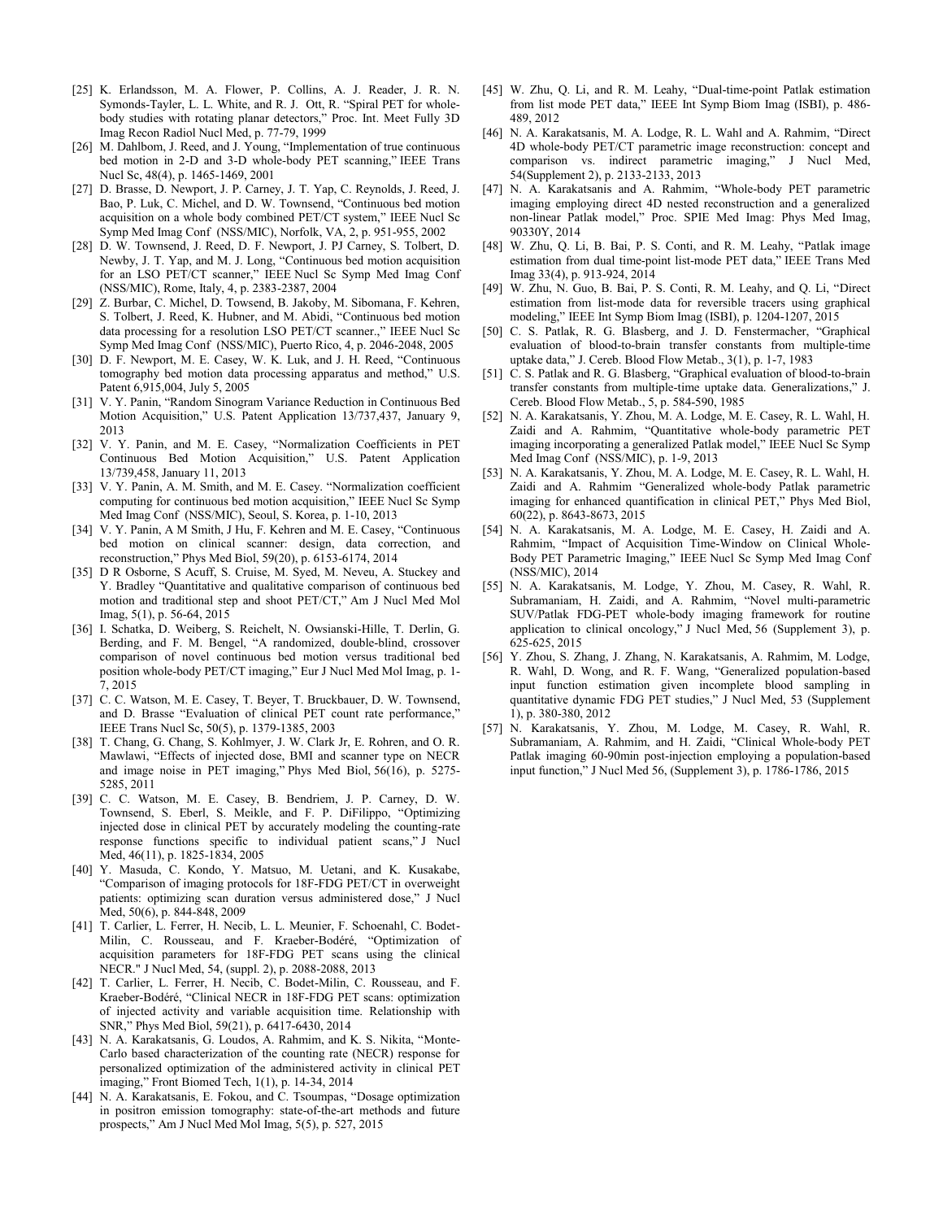[25] K. Erlandsson, M. A. Flower, P. Collins, A. J. Reader, J. R. N. Symonds-Tayler, L. L. White, and R. J. Ott, R. "Spiral PET for whole-body studies with rotating planar detectors," Proc. Int. Meet Fully 3D Imag Recon Radiol Nucl Med, p. 77-79, 1999

[26] M. Dahlbom, J. Reed, and J. Young, "Implementation of true continuous bed motion in 2-D and 3-D whole-body PET scanning," IEEE Trans Nucl Sc, 48(4), p. 1465-1469, 2001

[27] D. Brasse, D. Newport, J. P. Carney, J. T. Yap, C. Reynolds, J. Reed, J. Bao, P. Luk, C. Michel, and D. W. Townsend, "Continuous bed motion acquisition on a whole body combined PET/CT system," IEEE Nucl Sc Symp Med Imag Conf (NSS/MIC), Norfolk, VA, 2, p. 951-955, 2002

[28] D. W. Townsend, J. Reed, D. F. Newport, J. PJ Carney, S. Tolbert, D. Newby, J. T. Yap, and M. J. Long, "Continuous bed motion acquisition for an LSO PET/CT scanner," IEEE Nucl Sc Symp Med Imag Conf (NSS/MIC), Rome, Italy, 4, p. 2383-2387, 2004

[29] Z. Burbar, C. Michel, D. Towsend, B. Jakoby, M. Sibomana, F. Kehren, S. Tolbert, J. Reed, K. Hubner, and M. Abidi, "Continuous bed motion data processing for a resolution LSO PET/CT scanner.," IEEE Nucl Sc Symp Med Imag Conf (NSS/MIC), Puerto Rico, 4, p. 2046-2048, 2005

[30] D. F. Newport, M. E. Casey, W. K. Luk, and J. H. Reed, "Continuous tomography bed motion data processing apparatus and method," U.S. Patent 6,915,004, July 5, 2005

[31] V. Y. Panin, "Random Sinogram Variance Reduction in Continuous Bed Motion Acquisition," U.S. Patent Application 13/737,437, January 9, 2013

[32] V. Y. Panin, and M. E. Casey, "Normalization Coefficients in PET Continuous Bed Motion Acquisition," U.S. Patent Application 13/739,458, January 11, 2013

[33] V. Y. Panin, A. M. Smith, and M. E. Casey. "Normalization coefficient computing for continuous bed motion acquisition," IEEE Nucl Sc Symp Med Imag Conf (NSS/MIC), Seoul, S. Korea, p. 1-10, 2013

[34] V. Y. Panin, A M Smith, J Hu, F. Kehren and M. E. Casey, "Continuous bed motion on clinical scanner: design, data correction, and reconstruction," Phys Med Biol, 59(20), p. 6153-6174, 2014

[35] D R Osborne, S Acuff, S. Cruise, M. Syed, M. Neveu, A. Stuckey and Y. Bradley "Quantitative and qualitative comparison of continuous bed motion and traditional step and shoot PET/CT," Am J Nucl Med Mol Imag, 5(1), p. 56-64, 2015

[36] I. Schatka, D. Weiberg, S. Reichelt, N. Owsianski-Hille, T. Derlin, G. Berding, and F. M. Bengel, "A randomized, double-blind, crossover comparison of novel continuous bed motion versus traditional bed position whole-body PET/CT imaging," Eur J Nucl Med Mol Imag, p. 1-7, 2015

[37] C. C. Watson, M. E. Casey, T. Beyer, T. Bruckbauer, D. W. Townsend, and D. Brasse "Evaluation of clinical PET count rate performance," IEEE Trans Nucl Sc, 50(5), p. 1379-1385, 2003

[38] T. Chang, G. Chang, S. Kohlmyer, J. W. Clark Jr, E. Rohren, and O. R. Mawlawi, "Effects of injected dose, BMI and scanner type on NECR and image noise in PET imaging," Phys Med Biol, 56(16), p. 5275-5285, 2011

[39] C. C. Watson, M. E. Casey, B. Bendriem, J. P. Carney, D. W. Townsend, S. Eberl, S. Meikle, and F. P. DiFilippo, "Optimizing injected dose in clinical PET by accurately modeling the counting-rate response functions specific to individual patient scans," J Nucl Med, 46(11), p. 1825-1834, 2005

[40] Y. Masuda, C. Kondo, Y. Matsuo, M. Uetani, and K. Kusakabe, "Comparison of imaging protocols for 18F-FDG PET/CT in overweight patients: optimizing scan duration versus administered dose," J Nucl Med, 50(6), p. 844-848, 2009

[41] T. Carlier, L. Ferrer, H. Necib, L. L. Meunier, F. Schoenahl, C. Bodet-Milin, C. Rousseau, and F. Kraeber-Bodéré, "Optimization of acquisition parameters for 18F-FDG PET scans using the clinical NECR." J Nucl Med, 54, (suppl. 2), p. 2088-2088, 2013

[42] T. Carlier, L. Ferrer, H. Necib, C. Bodet-Milin, C. Rousseau, and F. Kraeber-Bodéré, "Clinical NECR in 18F-FDG PET scans: optimization of injected activity and variable acquisition time. Relationship with SNR," Phys Med Biol, 59(21), p. 6417-6430, 2014

[43] N. A. Karakatsanis, G. Loudos, A. Rahmim, and K. S. Nikita, "Monte-Carlo based characterization of the counting rate (NECR) response for personalized optimization of the administered activity in clinical PET imaging," Front Biomed Tech, 1(1), p. 14-34, 2014

[44] N. A. Karakatsanis, E. Fokou, and C. Tsoumpas, "Dosage optimization in positron emission tomography: state-of-the-art methods and future prospects," Am J Nucl Med Mol Imag, 5(5), p. 527, 2015

[45] W. Zhu, Q. Li, and R. M. Leahy, "Dual-time-point Patlak estimation from list mode PET data," IEEE Int Symp Biom Imag (ISBI), p. 486-489, 2012

[46] N. A. Karakatsanis, M. A. Lodge, R. L. Wahl and A. Rahmim, "Direct 4D whole-body PET/CT parametric image reconstruction: concept and comparison vs. indirect parametric imaging," J Nucl Med, 54(Supplement 2), p. 2133-2133, 2013

[47] N. A. Karakatsanis and A. Rahmim, "Whole-body PET parametric imaging employing direct 4D nested reconstruction and a generalized non-linear Patlak model," Proc. SPIE Med Imag: Phys Med Imag, 90330Y, 2014

[48] W. Zhu, Q. Li, B. Bai, P. S. Conti, and R. M. Leahy, "Patlak image estimation from dual time-point list-mode PET data," IEEE Trans Med Imag 33(4), p. 913-924, 2014

[49] W. Zhu, N. Guo, B. Bai, P. S. Conti, R. M. Leahy, and Q. Li, "Direct estimation from list-mode data for reversible tracers using graphical modeling," IEEE Int Symp Biom Imag (ISBI), p. 1204-1207, 2015

[50] C. S. Patlak, R. G. Blasberg, and J. D. Fenstermacher, "Graphical evaluation of blood-to-brain transfer constants from multiple-time uptake data," J. Cereb. Blood Flow Metab., 3(1), p. 1-7, 1983

[51] C. S. Patlak and R. G. Blasberg, "Graphical evaluation of blood-to-brain transfer constants from multiple-time uptake data. Generalizations," J. Cereb. Blood Flow Metab., 5, p. 584-590, 1985

[52] N. A. Karakatsanis, Y. Zhou, M. A. Lodge, M. E. Casey, R. L. Wahl, H. Zaidi and A. Rahmim, "Quantitative whole-body parametric PET imaging incorporating a generalized Patlak model," IEEE Nucl Sc Symp Med Imag Conf (NSS/MIC), p. 1-9, 2013

[53] N. A. Karakatsanis, Y. Zhou, M. A. Lodge, M. E. Casey, R. L. Wahl, H. Zaidi and A. Rahmim "Generalized whole-body Patlak parametric imaging for enhanced quantification in clinical PET," Phys Med Biol, 60(22), p. 8643-8673, 2015

[54] N. A. Karakatsanis, M. A. Lodge, M. E. Casey, H. Zaidi and A. Rahmim, "Impact of Acquisition Time-Window on Clinical Whole-Body PET Parametric Imaging," IEEE Nucl Sc Symp Med Imag Conf (NSS/MIC), 2014

[55] N. A. Karakatsanis, M. Lodge, Y. Zhou, M. Casey, R. Wahl, R. Subramaniam, H. Zaidi, and A. Rahmim, "Novel multi-parametric SUV/Patlak FDG-PET whole-body imaging framework for routine application to clinical oncology," J Nucl Med, 56 (Supplement 3), p. 625-625, 2015

[56] Y. Zhou, S. Zhang, J. Zhang, N. Karakatsanis, A. Rahmim, M. Lodge, R. Wahl, D. Wong, and R. F. Wang, "Generalized population-based input function estimation given incomplete blood sampling in quantitative dynamic FDG PET studies," J Nucl Med, 53 (Supplement 1), p. 380-380, 2012

[57] N. Karakatsanis, Y. Zhou, M. Lodge, M. Casey, R. Wahl, R. Subramaniam, A. Rahmim, and H. Zaidi, "Clinical Whole-body PET Patlak imaging 60-90min post-injection employing a population-based input function," J Nucl Med 56, (Supplement 3), p. 1786-1786, 2015